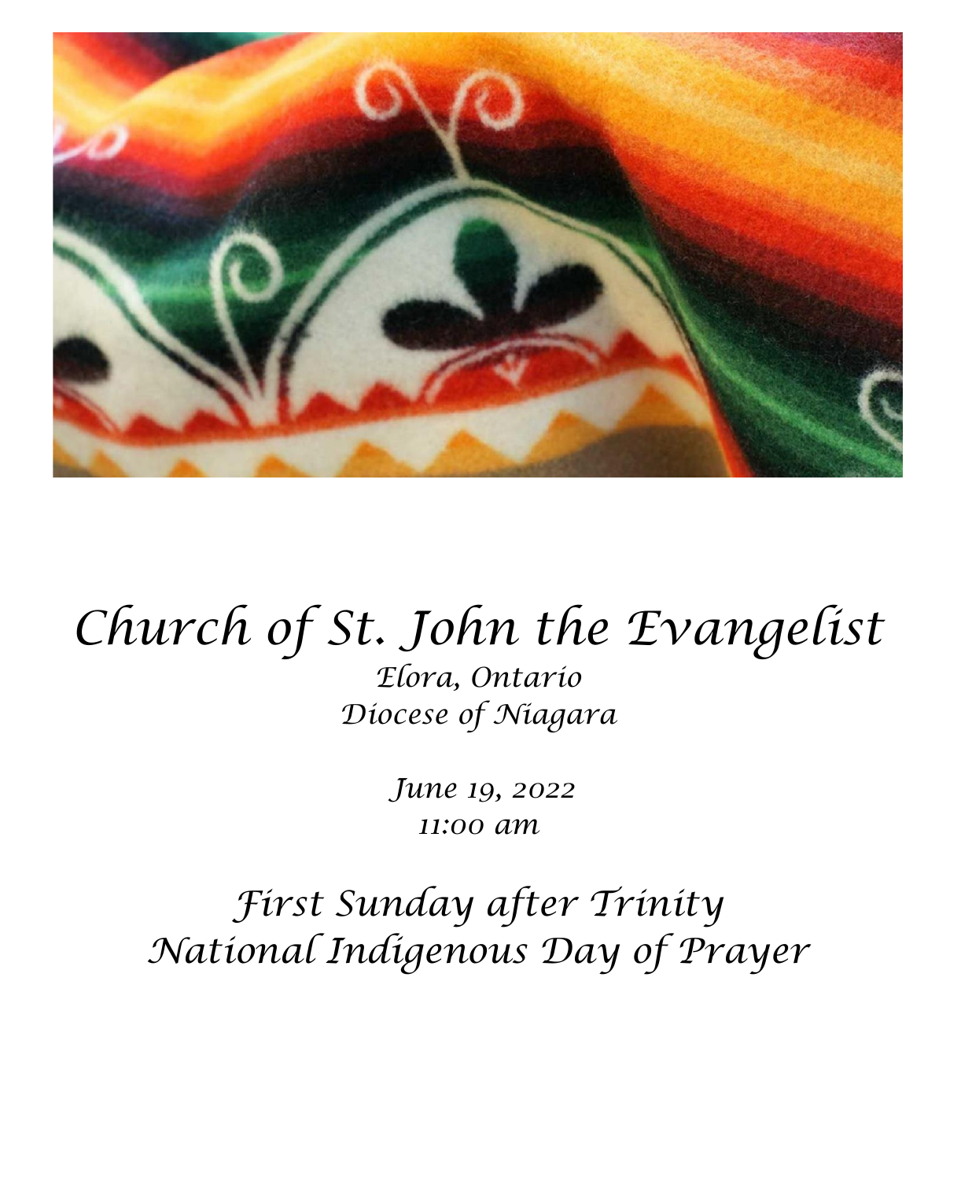# Church of St. John the Evangelist

*Elora, Ontario*
*Diocese of Niagara*

*June 19, 2022*
*11:00 am*

## *First Sunday after Trinity*
## *National Indigenous Day of Prayer*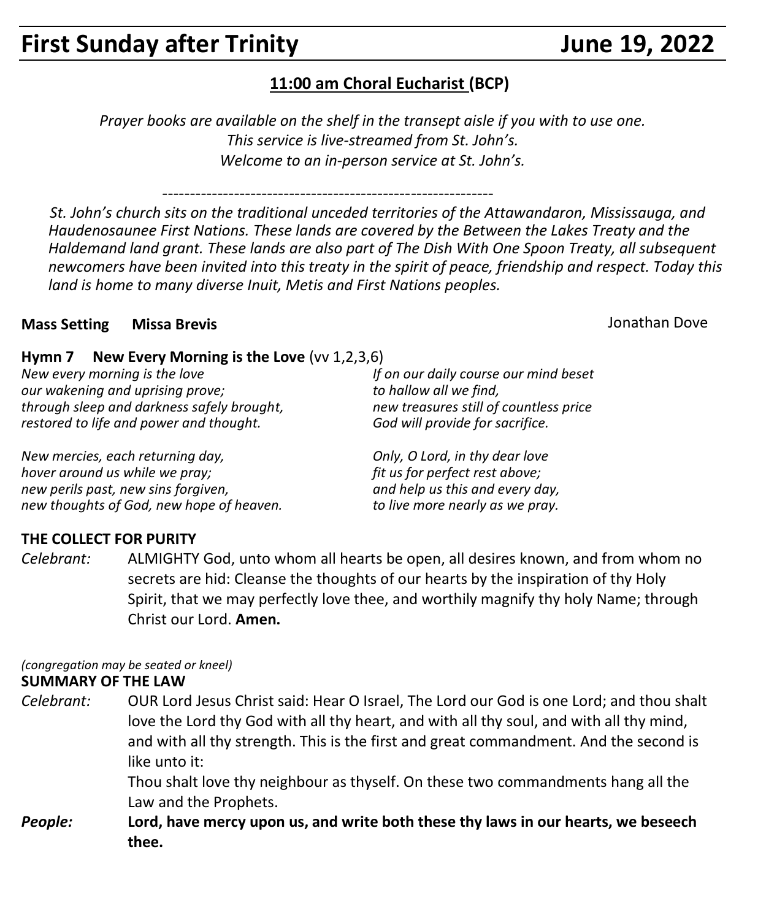# First Sunday after Trinity June 19, 2022

## 11:00 am Choral Eucharist (BCP)

*Prayer books are available on the shelf in the transept aisle if you with to use one.*
*This service is live-streamed from St. John's.*
*Welcome to an in-person service at St. John's.*

---

*St. John's church sits on the traditional unceded territories of the Attawandaron, Mississauga, and Haudenosaunee First Nations. These lands are covered by the Between the Lakes Treaty and the Haldemand land grant. These lands are also part of The Dish With One Spoon Treaty, all subsequent newcomers have been invited into this treaty in the spirit of peace, friendship and respect. Today this land is home to many diverse Inuit, Metis and First Nations peoples.*

**Mass Setting Missa Brevis** Jonathan Dove

**Hymn 7 New Every Morning is the Love** (vv 1,2,3,6)

*New every morning is the love*
*our wakening and uprising prove;*
*through sleep and darkness safely brought,*
*restored to life and power and thought.*

*New mercies, each returning day,*
*hover around us while we pray;*
*new perils past, new sins forgiven,*
*new thoughts of God, new hope of heaven.*

*If on our daily course our mind beset*
*to hallow all we find,*
*new treasures still of countless price*
*God will provide for sacrifice.*

*Only, O Lord, in thy dear love*
*fit us for perfect rest above;*
*and help us this and every day,*
*to live more nearly as we pray.*

**THE COLLECT FOR PURITY**

*Celebrant:* ALMIGHTY God, unto whom all hearts be open, all desires known, and from whom no secrets are hid: Cleanse the thoughts of our hearts by the inspiration of thy Holy Spirit, that we may perfectly love thee, and worthily magnify thy holy Name; through Christ our Lord. **Amen.**

*(congregation may be seated or kneel)*

**SUMMARY OF THE LAW**

*Celebrant:* OUR Lord Jesus Christ said: Hear O Israel, The Lord our God is one Lord; and thou shalt love the Lord thy God with all thy heart, and with all thy soul, and with all thy mind, and with all thy strength. This is the first and great commandment. And the second is like unto it:
Thou shalt love thy neighbour as thyself. On these two commandments hang all the Law and the Prophets.

***People:*** **Lord, have mercy upon us, and write both these thy laws in our hearts, we beseech thee.**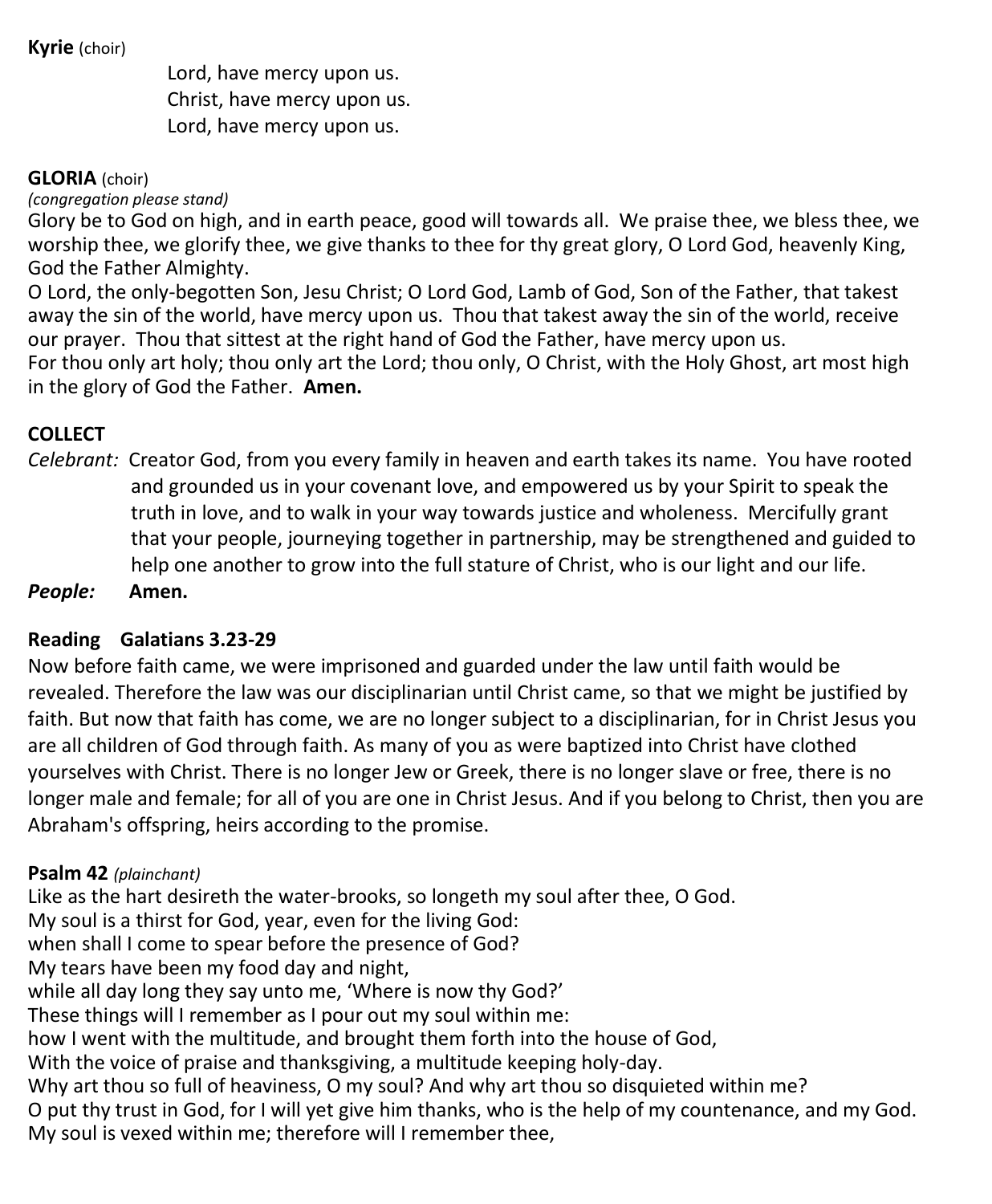**Kyrie** (choir)

Lord, have mercy upon us.
Christ, have mercy upon us.
Lord, have mercy upon us.

**GLORIA** (choir)
*(congregation please stand)*
Glory be to God on high, and in earth peace, good will towards all. We praise thee, we bless thee, we worship thee, we glorify thee, we give thanks to thee for thy great glory, O Lord God, heavenly King, God the Father Almighty.
O Lord, the only-begotten Son, Jesu Christ; O Lord God, Lamb of God, Son of the Father, that takest away the sin of the world, have mercy upon us. Thou that takest away the sin of the world, receive our prayer. Thou that sittest at the right hand of God the Father, have mercy upon us.
For thou only art holy; thou only art the Lord; thou only, O Christ, with the Holy Ghost, art most high in the glory of God the Father. **Amen.**

**COLLECT**

*Celebrant:* Creator God, from you every family in heaven and earth takes its name. You have rooted and grounded us in your covenant love, and empowered us by your Spirit to speak the truth in love, and to walk in your way towards justice and wholeness. Mercifully grant that your people, journeying together in partnership, may be strengthened and guided to help one another to grow into the full stature of Christ, who is our light and our life.

***People:*** **Amen.**

**Reading Galatians 3.23-29**

Now before faith came, we were imprisoned and guarded under the law until faith would be revealed. Therefore the law was our disciplinarian until Christ came, so that we might be justified by faith. But now that faith has come, we are no longer subject to a disciplinarian, for in Christ Jesus you are all children of God through faith. As many of you as were baptized into Christ have clothed yourselves with Christ. There is no longer Jew or Greek, there is no longer slave or free, there is no longer male and female; for all of you are one in Christ Jesus. And if you belong to Christ, then you are Abraham's offspring, heirs according to the promise.

**Psalm 42** *(plainchant)*

Like as the hart desireth the water-brooks, so longeth my soul after thee, O God.
My soul is a thirst for God, year, even for the living God:
when shall I come to spear before the presence of God?
My tears have been my food day and night,
while all day long they say unto me, 'Where is now thy God?'
These things will I remember as I pour out my soul within me:
how I went with the multitude, and brought them forth into the house of God,
With the voice of praise and thanksgiving, a multitude keeping holy-day.
Why art thou so full of heaviness, O my soul? And why art thou so disquieted within me?
O put thy trust in God, for I will yet give him thanks, who is the help of my countenance, and my God.
My soul is vexed within me; therefore will I remember thee,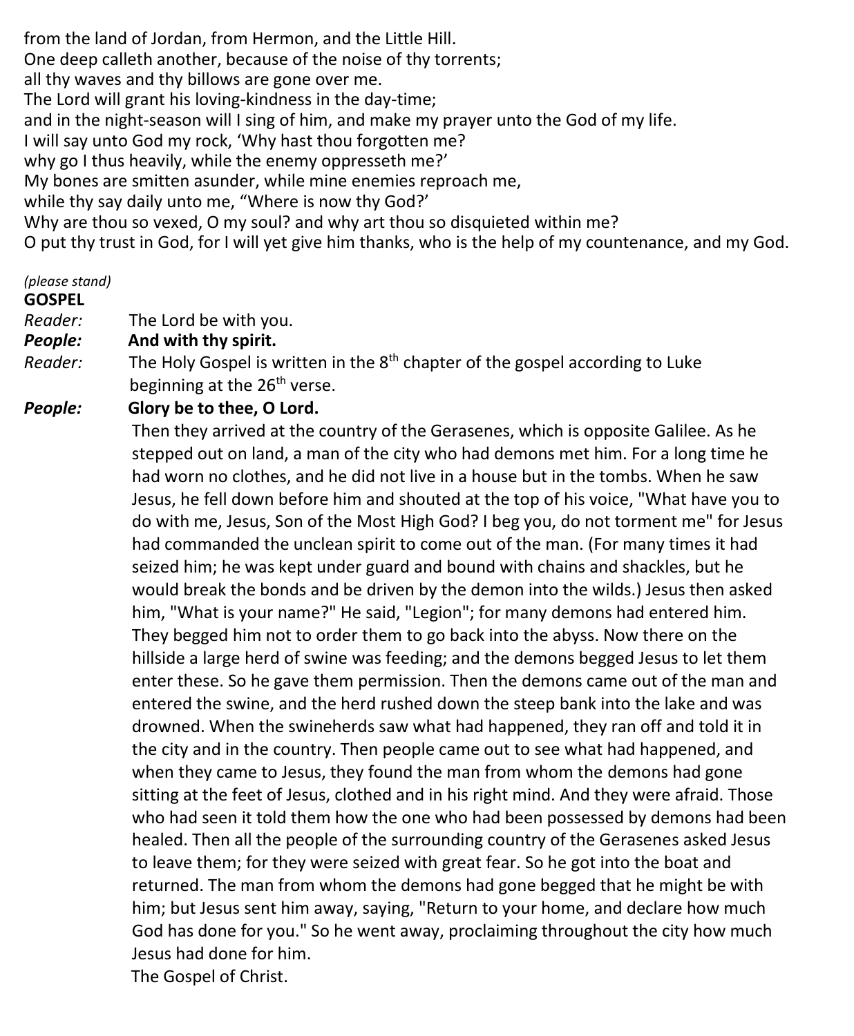from the land of Jordan, from Hermon, and the Little Hill.
One deep calleth another, because of the noise of thy torrents;
all thy waves and thy billows are gone over me.
The Lord will grant his loving-kindness in the day-time;
and in the night-season will I sing of him, and make my prayer unto the God of my life.
I will say unto God my rock, 'Why hast thou forgotten me?
why go I thus heavily, while the enemy oppresseth me?'
My bones are smitten asunder, while mine enemies reproach me,
while thy say daily unto me, "Where is now thy God?'
Why are thou so vexed, O my soul? and why art thou so disquieted within me?
O put thy trust in God, for I will yet give him thanks, who is the help of my countenance, and my God.

*(please stand)*

**GOSPEL**

*Reader:* The Lord be with you.

***People:*** **And with thy spirit.**

*Reader:* The Holy Gospel is written in the 8th chapter of the gospel according to Luke beginning at the 26th verse.

***People:*** **Glory be to thee, O Lord.**

Then they arrived at the country of the Gerasenes, which is opposite Galilee. As he stepped out on land, a man of the city who had demons met him. For a long time he had worn no clothes, and he did not live in a house but in the tombs. When he saw Jesus, he fell down before him and shouted at the top of his voice, "What have you to do with me, Jesus, Son of the Most High God? I beg you, do not torment me" for Jesus had commanded the unclean spirit to come out of the man. (For many times it had seized him; he was kept under guard and bound with chains and shackles, but he would break the bonds and be driven by the demon into the wilds.) Jesus then asked him, "What is your name?" He said, "Legion"; for many demons had entered him. They begged him not to order them to go back into the abyss. Now there on the hillside a large herd of swine was feeding; and the demons begged Jesus to let them enter these. So he gave them permission. Then the demons came out of the man and entered the swine, and the herd rushed down the steep bank into the lake and was drowned. When the swineherds saw what had happened, they ran off and told it in the city and in the country. Then people came out to see what had happened, and when they came to Jesus, they found the man from whom the demons had gone sitting at the feet of Jesus, clothed and in his right mind. And they were afraid. Those who had seen it told them how the one who had been possessed by demons had been healed. Then all the people of the surrounding country of the Gerasenes asked Jesus to leave them; for they were seized with great fear. So he got into the boat and returned. The man from whom the demons had gone begged that he might be with him; but Jesus sent him away, saying, "Return to your home, and declare how much God has done for you." So he went away, proclaiming throughout the city how much Jesus had done for him.

The Gospel of Christ.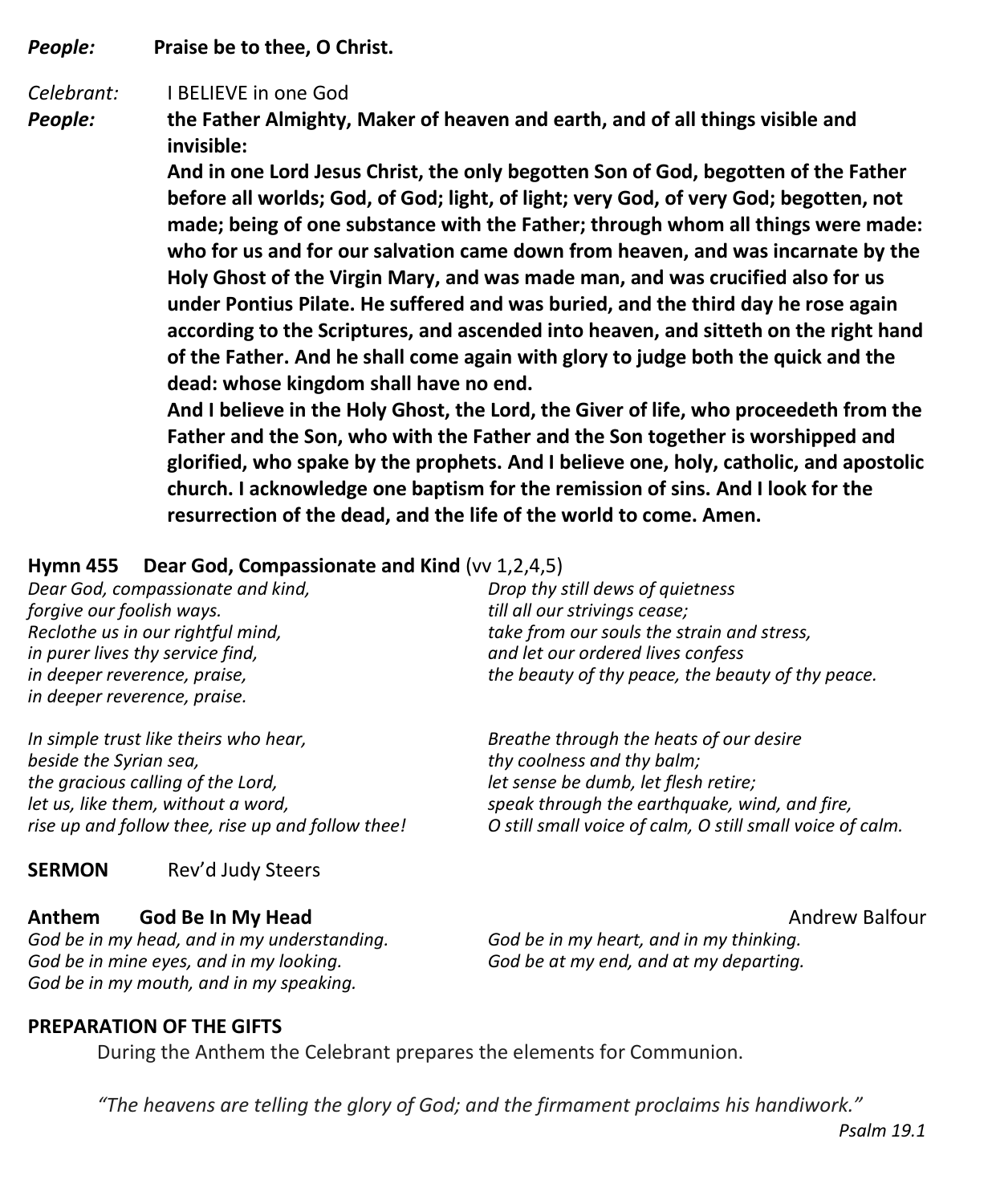***People:*** **Praise be to thee, O Christ.**

*Celebrant:* I BELIEVE in one God

***People:*** **the Father Almighty, Maker of heaven and earth, and of all things visible and invisible:**

**And in one Lord Jesus Christ, the only begotten Son of God, begotten of the Father before all worlds; God, of God; light, of light; very God, of very God; begotten, not made; being of one substance with the Father; through whom all things were made: who for us and for our salvation came down from heaven, and was incarnate by the Holy Ghost of the Virgin Mary, and was made man, and was crucified also for us under Pontius Pilate. He suffered and was buried, and the third day he rose again according to the Scriptures, and ascended into heaven, and sitteth on the right hand of the Father. And he shall come again with glory to judge both the quick and the dead: whose kingdom shall have no end.**

**And I believe in the Holy Ghost, the Lord, the Giver of life, who proceedeth from the Father and the Son, who with the Father and the Son together is worshipped and glorified, who spake by the prophets. And I believe one, holy, catholic, and apostolic church. I acknowledge one baptism for the remission of sins. And I look for the resurrection of the dead, and the life of the world to come. Amen.**

**Hymn 455 Dear God, Compassionate and Kind** (vv 1,2,4,5)

*Dear God, compassionate and kind,*
*forgive our foolish ways.*
*Reclothe us in our rightful mind,*
*in purer lives thy service find,*
*in deeper reverence, praise,*
*in deeper reverence, praise.*

*In simple trust like theirs who hear,*
*beside the Syrian sea,*
*the gracious calling of the Lord,*
*let us, like them, without a word,*
*rise up and follow thee, rise up and follow thee!*

*Drop thy still dews of quietness*
*till all our strivings cease;*
*take from our souls the strain and stress,*
*and let our ordered lives confess*
*the beauty of thy peace, the beauty of thy peace.*

*Breathe through the heats of our desire*
*thy coolness and thy balm;*
*let sense be dumb, let flesh retire;*
*speak through the earthquake, wind, and fire,*
*O still small voice of calm, O still small voice of calm.*

**SERMON** Rev'd Judy Steers

**Anthem God Be In My Head** Andrew Balfour

*God be in my head, and in my understanding.*
*God be in mine eyes, and in my looking.*
*God be in my mouth, and in my speaking.*
*God be in my heart, and in my thinking.*
*God be at my end, and at my departing.*

**PREPARATION OF THE GIFTS**

During the Anthem the Celebrant prepares the elements for Communion.

*"The heavens are telling the glory of God; and the firmament proclaims his handiwork."*

*Psalm 19.1*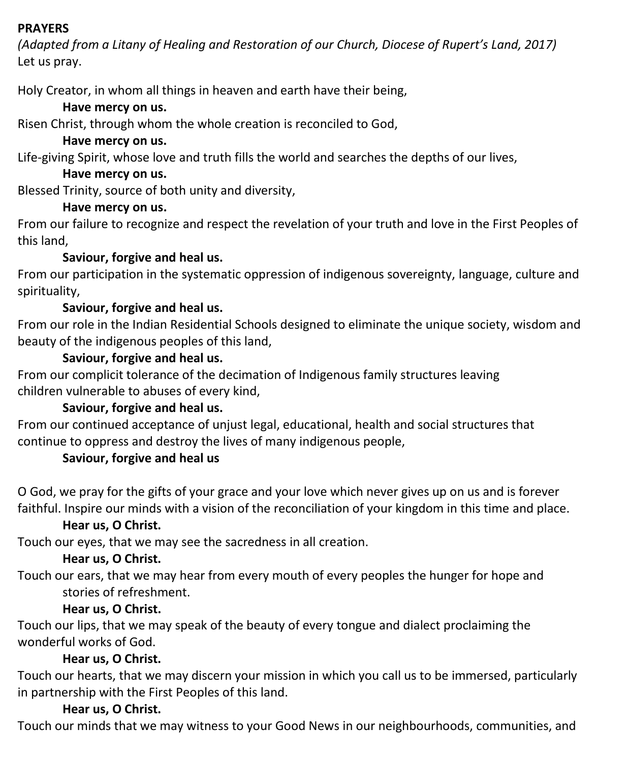**PRAYERS**

*(Adapted from a Litany of Healing and Restoration of our Church, Diocese of Rupert's Land, 2017)*

Let us pray.

Holy Creator, in whom all things in heaven and earth have their being,
**Have mercy on us.**

Risen Christ, through whom the whole creation is reconciled to God,
**Have mercy on us.**

Life-giving Spirit, whose love and truth fills the world and searches the depths of our lives,
**Have mercy on us.**

Blessed Trinity, source of both unity and diversity,
**Have mercy on us.**

From our failure to recognize and respect the revelation of your truth and love in the First Peoples of this land,
**Saviour, forgive and heal us.**

From our participation in the systematic oppression of indigenous sovereignty, language, culture and spirituality,
**Saviour, forgive and heal us.**

From our role in the Indian Residential Schools designed to eliminate the unique society, wisdom and beauty of the indigenous peoples of this land,
**Saviour, forgive and heal us.**

From our complicit tolerance of the decimation of Indigenous family structures leaving children vulnerable to abuses of every kind,
**Saviour, forgive and heal us.**

From our continued acceptance of unjust legal, educational, health and social structures that continue to oppress and destroy the lives of many indigenous people,
**Saviour, forgive and heal us**

O God, we pray for the gifts of your grace and your love which never gives up on us and is forever faithful. Inspire our minds with a vision of the reconciliation of your kingdom in this time and place.
**Hear us, O Christ.**

Touch our eyes, that we may see the sacredness in all creation.
**Hear us, O Christ.**

Touch our ears, that we may hear from every mouth of every peoples the hunger for hope and stories of refreshment.
**Hear us, O Christ.**

Touch our lips, that we may speak of the beauty of every tongue and dialect proclaiming the wonderful works of God.
**Hear us, O Christ.**

Touch our hearts, that we may discern your mission in which you call us to be immersed, particularly in partnership with the First Peoples of this land.
**Hear us, O Christ.**

Touch our minds that we may witness to your Good News in our neighbourhoods, communities, and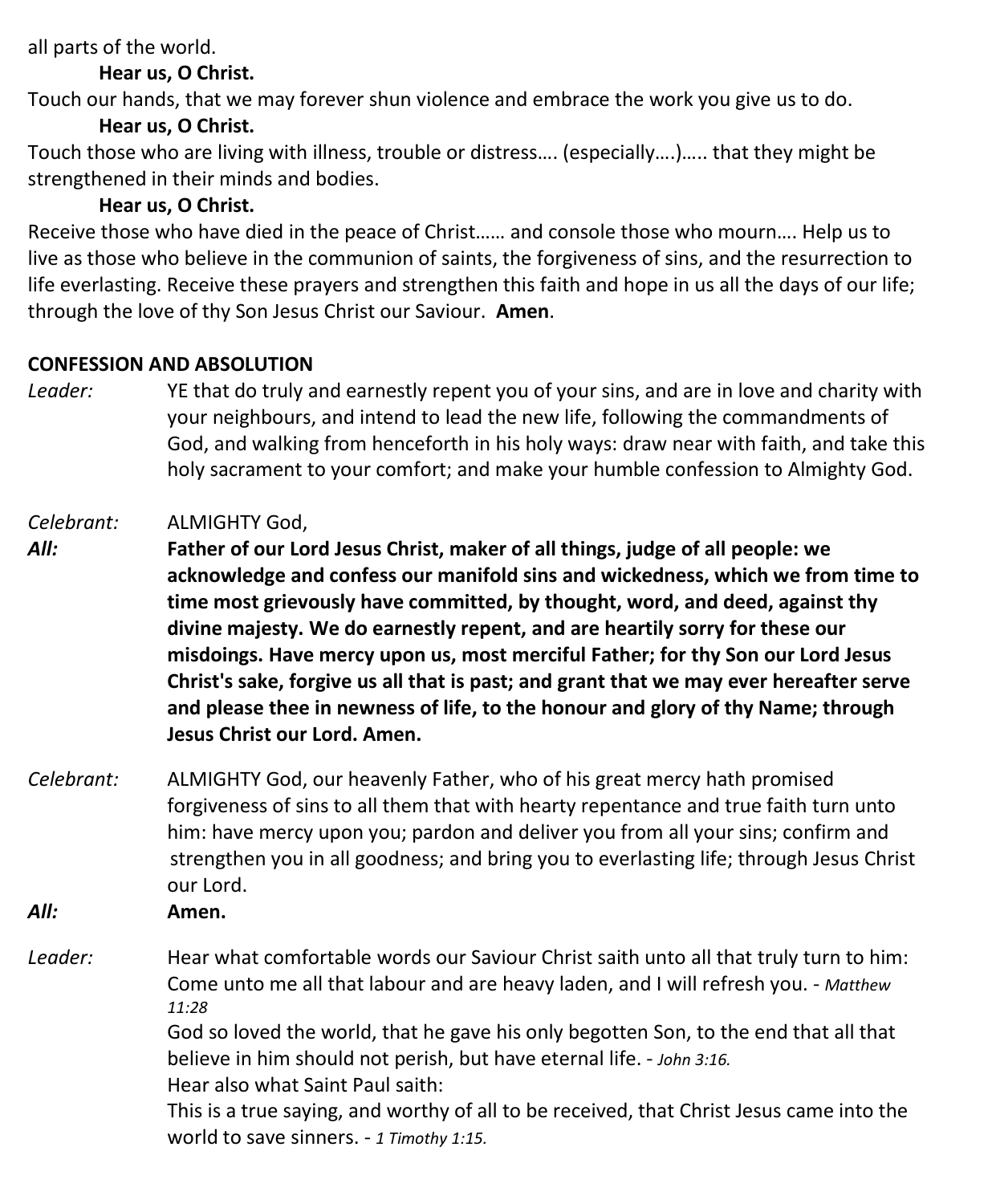all parts of the world.

**Hear us, O Christ.**

Touch our hands, that we may forever shun violence and embrace the work you give us to do.

**Hear us, O Christ.**

Touch those who are living with illness, trouble or distress…. (especially….)….. that they might be strengthened in their minds and bodies.

**Hear us, O Christ.**

Receive those who have died in the peace of Christ…… and console those who mourn…. Help us to live as those who believe in the communion of saints, the forgiveness of sins, and the resurrection to life everlasting. Receive these prayers and strengthen this faith and hope in us all the days of our life; through the love of thy Son Jesus Christ our Saviour. **Amen**.

**CONFESSION AND ABSOLUTION**

*Leader:* YE that do truly and earnestly repent you of your sins, and are in love and charity with your neighbours, and intend to lead the new life, following the commandments of God, and walking from henceforth in his holy ways: draw near with faith, and take this holy sacrament to your comfort; and make your humble confession to Almighty God.

*Celebrant:* ALMIGHTY God,

***All:*** **Father of our Lord Jesus Christ, maker of all things, judge of all people: we acknowledge and confess our manifold sins and wickedness, which we from time to time most grievously have committed, by thought, word, and deed, against thy divine majesty. We do earnestly repent, and are heartily sorry for these our misdoings. Have mercy upon us, most merciful Father; for thy Son our Lord Jesus Christ's sake, forgive us all that is past; and grant that we may ever hereafter serve and please thee in newness of life, to the honour and glory of thy Name; through Jesus Christ our Lord. Amen.**

*Celebrant:* ALMIGHTY God, our heavenly Father, who of his great mercy hath promised forgiveness of sins to all them that with hearty repentance and true faith turn unto him: have mercy upon you; pardon and deliver you from all your sins; confirm and strengthen you in all goodness; and bring you to everlasting life; through Jesus Christ our Lord.

***All:*** **Amen.**

*Leader:* Hear what comfortable words our Saviour Christ saith unto all that truly turn to him: Come unto me all that labour and are heavy laden, and I will refresh you. - *Matthew 11:28*

God so loved the world, that he gave his only begotten Son, to the end that all that believe in him should not perish, but have eternal life. - *John 3:16.*

Hear also what Saint Paul saith:

This is a true saying, and worthy of all to be received, that Christ Jesus came into the world to save sinners. - *1 Timothy 1:15.*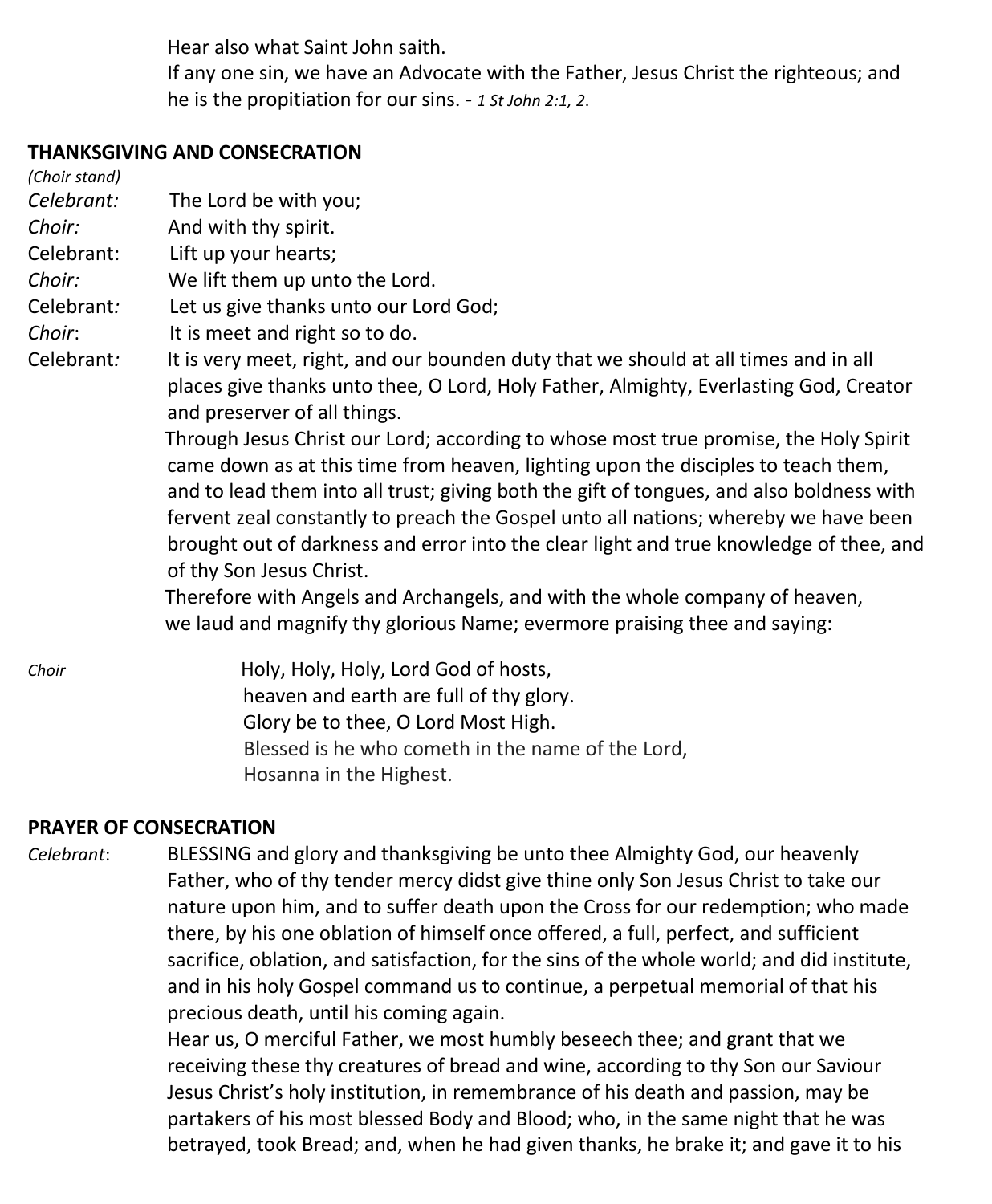Hear also what Saint John saith.
If any one sin, we have an Advocate with the Father, Jesus Christ the righteous; and he is the propitiation for our sins. - *1 St John 2:1, 2.*

**THANKSGIVING AND CONSECRATION**

*(Choir stand)*

*Celebrant:* The Lord be with you;
*Choir:* And with thy spirit.
Celebrant: Lift up your hearts;
*Choir:* We lift them up unto the Lord.
Celebrant*:* Let us give thanks unto our Lord God;
*Choir*: It is meet and right so to do.
Celebrant*:* It is very meet, right, and our bounden duty that we should at all times and in all places give thanks unto thee, O Lord, Holy Father, Almighty, Everlasting God, Creator and preserver of all things.
Through Jesus Christ our Lord; according to whose most true promise, the Holy Spirit came down as at this time from heaven, lighting upon the disciples to teach them, and to lead them into all trust; giving both the gift of tongues, and also boldness with fervent zeal constantly to preach the Gospel unto all nations; whereby we have been brought out of darkness and error into the clear light and true knowledge of thee, and of thy Son Jesus Christ.
Therefore with Angels and Archangels, and with the whole company of heaven, we laud and magnify thy glorious Name; evermore praising thee and saying:

*Choir*

Holy, Holy, Holy, Lord God of hosts,
heaven and earth are full of thy glory.
Glory be to thee, O Lord Most High.
Blessed is he who cometh in the name of the Lord,
Hosanna in the Highest.

**PRAYER OF CONSECRATION**

*Celebrant*: BLESSING and glory and thanksgiving be unto thee Almighty God, our heavenly Father, who of thy tender mercy didst give thine only Son Jesus Christ to take our nature upon him, and to suffer death upon the Cross for our redemption; who made there, by his one oblation of himself once offered, a full, perfect, and sufficient sacrifice, oblation, and satisfaction, for the sins of the whole world; and did institute, and in his holy Gospel command us to continue, a perpetual memorial of that his precious death, until his coming again.
Hear us, O merciful Father, we most humbly beseech thee; and grant that we receiving these thy creatures of bread and wine, according to thy Son our Saviour Jesus Christ's holy institution, in remembrance of his death and passion, may be partakers of his most blessed Body and Blood; who, in the same night that he was betrayed, took Bread; and, when he had given thanks, he brake it; and gave it to his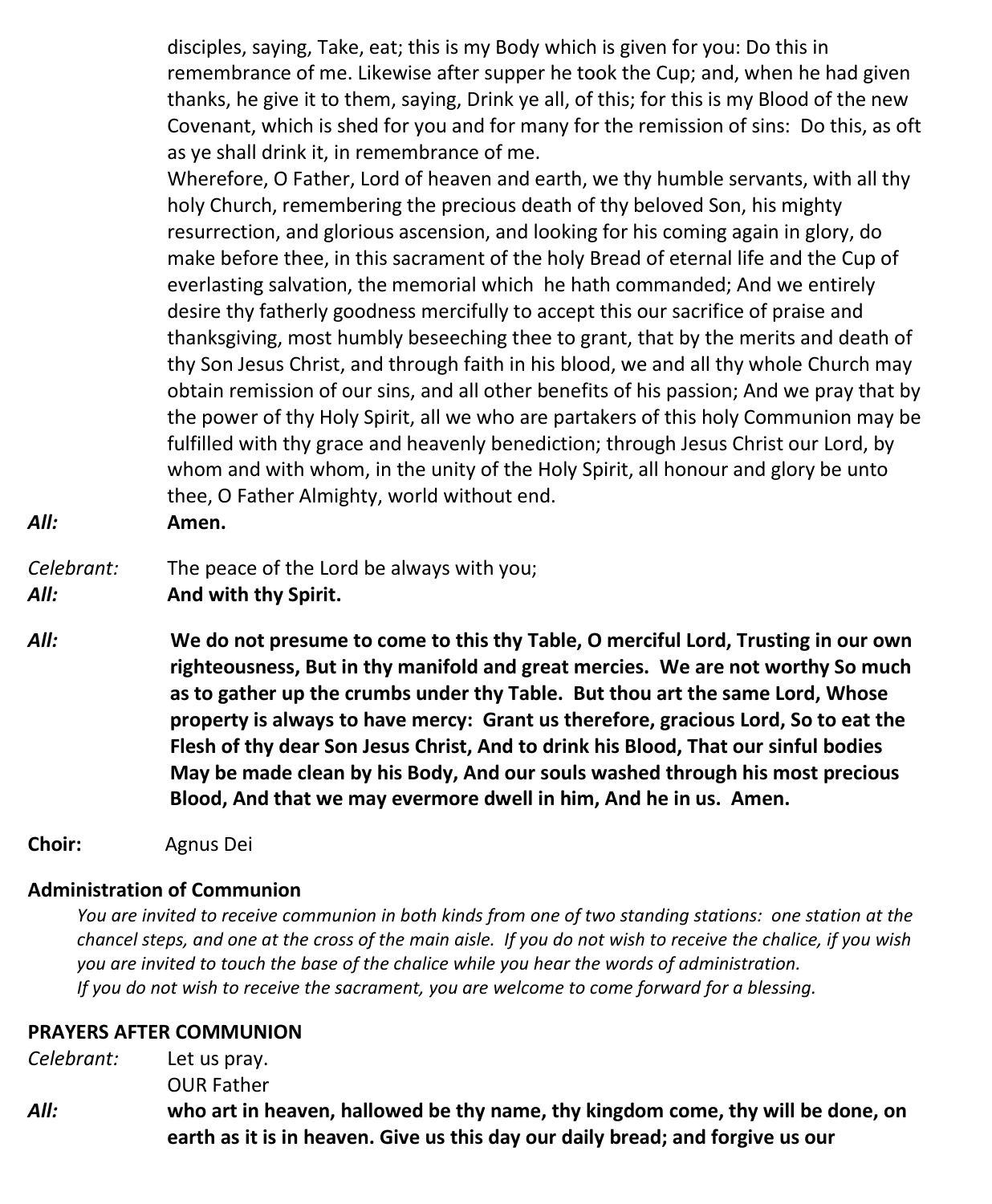disciples, saying, Take, eat; this is my Body which is given for you: Do this in remembrance of me. Likewise after supper he took the Cup; and, when he had given thanks, he give it to them, saying, Drink ye all, of this; for this is my Blood of the new Covenant, which is shed for you and for many for the remission of sins: Do this, as oft as ye shall drink it, in remembrance of me.
Wherefore, O Father, Lord of heaven and earth, we thy humble servants, with all thy holy Church, remembering the precious death of thy beloved Son, his mighty resurrection, and glorious ascension, and looking for his coming again in glory, do make before thee, in this sacrament of the holy Bread of eternal life and the Cup of everlasting salvation, the memorial which he hath commanded; And we entirely desire thy fatherly goodness mercifully to accept this our sacrifice of praise and thanksgiving, most humbly beseeching thee to grant, that by the merits and death of thy Son Jesus Christ, and through faith in his blood, we and all thy whole Church may obtain remission of our sins, and all other benefits of his passion; And we pray that by the power of thy Holy Spirit, all we who are partakers of this holy Communion may be fulfilled with thy grace and heavenly benediction; through Jesus Christ our Lord, by whom and with whom, in the unity of the Holy Spirit, all honour and glory be unto thee, O Father Almighty, world without end.

***All:*** **Amen.**

*Celebrant:* The peace of the Lord be always with you;
***All:*** **And with thy Spirit.**

***All:*** **We do not presume to come to this thy Table, O merciful Lord, Trusting in our own righteousness, But in thy manifold and great mercies. We are not worthy So much as to gather up the crumbs under thy Table. But thou art the same Lord, Whose property is always to have mercy: Grant us therefore, gracious Lord, So to eat the Flesh of thy dear Son Jesus Christ, And to drink his Blood, That our sinful bodies May be made clean by his Body, And our souls washed through his most precious Blood, And that we may evermore dwell in him, And he in us. Amen.**

**Choir:** Agnus Dei

**Administration of Communion**

*You are invited to receive communion in both kinds from one of two standing stations: one station at the chancel steps, and one at the cross of the main aisle. If you do not wish to receive the chalice, if you wish you are invited to touch the base of the chalice while you hear the words of administration.*
*If you do not wish to receive the sacrament, you are welcome to come forward for a blessing.*

**PRAYERS AFTER COMMUNION**

*Celebrant:* Let us pray.
OUR Father
***All:*** **who art in heaven, hallowed be thy name, thy kingdom come, thy will be done, on earth as it is in heaven. Give us this day our daily bread; and forgive us our**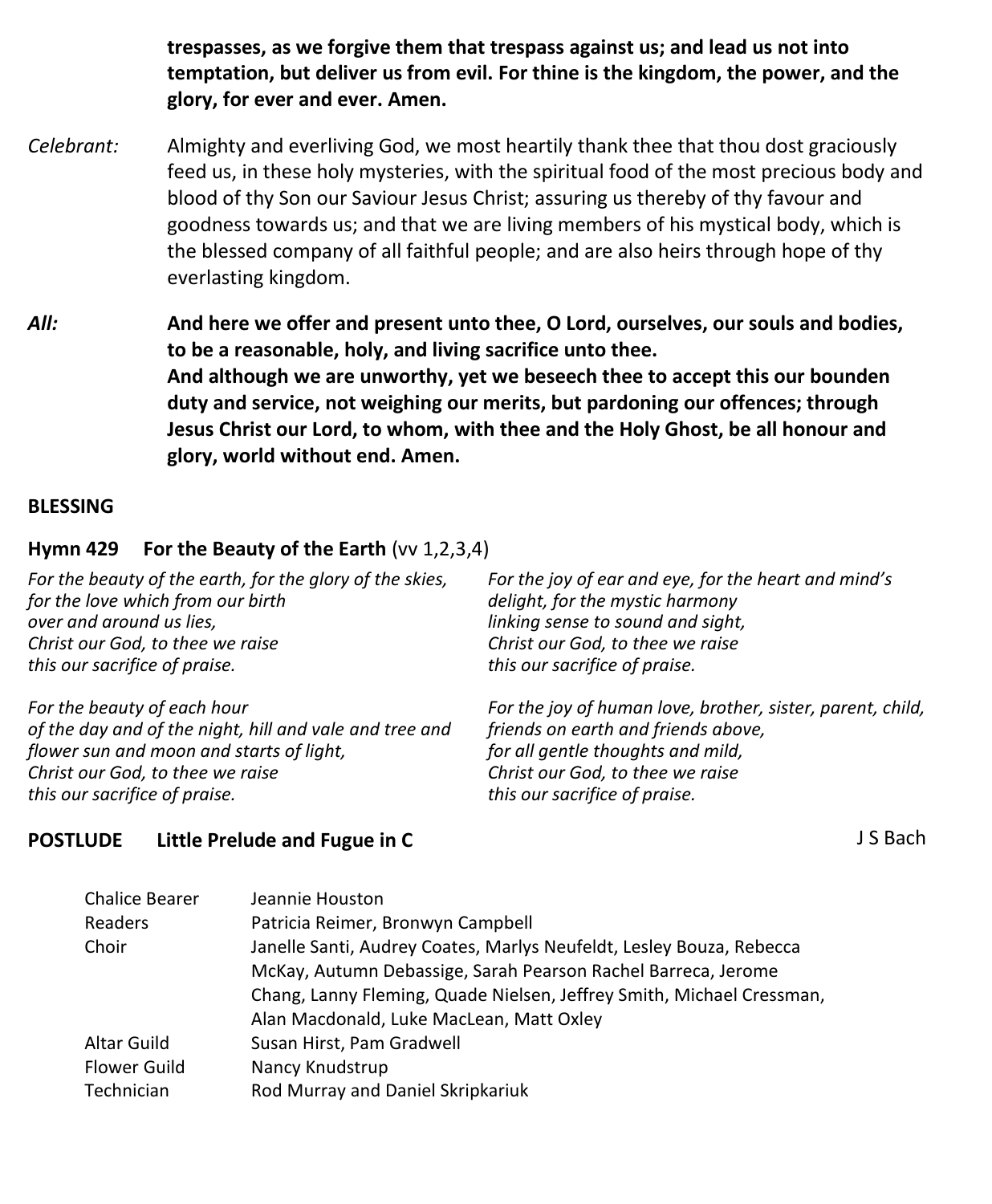**trespasses, as we forgive them that trespass against us; and lead us not into temptation, but deliver us from evil. For thine is the kingdom, the power, and the glory, for ever and ever. Amen.**

*Celebrant:* Almighty and everliving God, we most heartily thank thee that thou dost graciously feed us, in these holy mysteries, with the spiritual food of the most precious body and blood of thy Son our Saviour Jesus Christ; assuring us thereby of thy favour and goodness towards us; and that we are living members of his mystical body, which is the blessed company of all faithful people; and are also heirs through hope of thy everlasting kingdom.

***All:*** **And here we offer and present unto thee, O Lord, ourselves, our souls and bodies, to be a reasonable, holy, and living sacrifice unto thee.**
**And although we are unworthy, yet we beseech thee to accept this our bounden duty and service, not weighing our merits, but pardoning our offences; through Jesus Christ our Lord, to whom, with thee and the Holy Ghost, be all honour and glory, world without end. Amen.**

**BLESSING**

**Hymn 429 For the Beauty of the Earth** (vv 1,2,3,4)

*For the beauty of the earth, for the glory of the skies,*
*for the love which from our birth*
*over and around us lies,*
*Christ our God, to thee we raise*
*this our sacrifice of praise.*

*For the beauty of each hour*
*of the day and of the night, hill and vale and tree and*
*flower sun and moon and starts of light,*
*Christ our God, to thee we raise*
*this our sacrifice of praise.*

*For the joy of ear and eye, for the heart and mind's*
*delight, for the mystic harmony*
*linking sense to sound and sight,*
*Christ our God, to thee we raise*
*this our sacrifice of praise.*

*For the joy of human love, brother, sister, parent, child,*
*friends on earth and friends above,*
*for all gentle thoughts and mild,*
*Christ our God, to thee we raise*
*this our sacrifice of praise.*

**POSTLUDE Little Prelude and Fugue in C** J S Bach

| | |
|---|---|
| Chalice Bearer | Jeannie Houston |
| Readers | Patricia Reimer, Bronwyn Campbell |
| Choir | Janelle Santi, Audrey Coates, Marlys Neufeldt, Lesley Bouza, Rebecca McKay, Autumn Debassige, Sarah Pearson Rachel Barreca, Jerome Chang, Lanny Fleming, Quade Nielsen, Jeffrey Smith, Michael Cressman, Alan Macdonald, Luke MacLean, Matt Oxley |
| Altar Guild | Susan Hirst, Pam Gradwell |
| Flower Guild | Nancy Knudstrup |
| Technician | Rod Murray and Daniel Skripkariuk |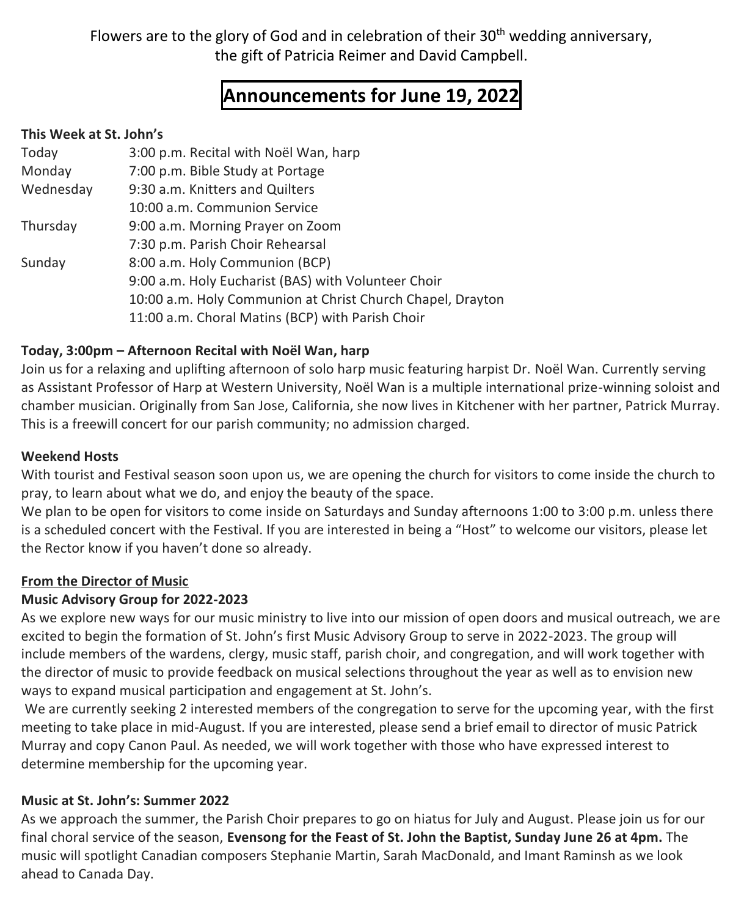Flowers are to the glory of God and in celebration of their 30th wedding anniversary, the gift of Patricia Reimer and David Campbell.

# Announcements for June 19, 2022

**This Week at St. John's**

| | |
|---|---|
| Today | 3:00 p.m. Recital with Noël Wan, harp |
| Monday | 7:00 p.m. Bible Study at Portage |
| Wednesday | 9:30 a.m. Knitters and Quilters |
| | 10:00 a.m. Communion Service |
| Thursday | 9:00 a.m. Morning Prayer on Zoom |
| | 7:30 p.m. Parish Choir Rehearsal |
| Sunday | 8:00 a.m. Holy Communion (BCP) |
| | 9:00 a.m. Holy Eucharist (BAS) with Volunteer Choir |
| | 10:00 a.m. Holy Communion at Christ Church Chapel, Drayton |
| | 11:00 a.m. Choral Matins (BCP) with Parish Choir |

**Today, 3:00pm – Afternoon Recital with Noël Wan, harp**

Join us for a relaxing and uplifting afternoon of solo harp music featuring harpist Dr. Noël Wan. Currently serving as Assistant Professor of Harp at Western University, Noël Wan is a multiple international prize-winning soloist and chamber musician. Originally from San Jose, California, she now lives in Kitchener with her partner, Patrick Murray. This is a freewill concert for our parish community; no admission charged.

**Weekend Hosts**

With tourist and Festival season soon upon us, we are opening the church for visitors to come inside the church to pray, to learn about what we do, and enjoy the beauty of the space.

We plan to be open for visitors to come inside on Saturdays and Sunday afternoons 1:00 to 3:00 p.m. unless there is a scheduled concert with the Festival. If you are interested in being a "Host" to welcome our visitors, please let the Rector know if you haven't done so already.

**From the Director of Music**

**Music Advisory Group for 2022-2023**

As we explore new ways for our music ministry to live into our mission of open doors and musical outreach, we are excited to begin the formation of St. John's first Music Advisory Group to serve in 2022-2023. The group will include members of the wardens, clergy, music staff, parish choir, and congregation, and will work together with the director of music to provide feedback on musical selections throughout the year as well as to envision new ways to expand musical participation and engagement at St. John's.

We are currently seeking 2 interested members of the congregation to serve for the upcoming year, with the first meeting to take place in mid-August. If you are interested, please send a brief email to director of music Patrick Murray and copy Canon Paul. As needed, we will work together with those who have expressed interest to determine membership for the upcoming year.

**Music at St. John's: Summer 2022**

As we approach the summer, the Parish Choir prepares to go on hiatus for July and August. Please join us for our final choral service of the season, **Evensong for the Feast of St. John the Baptist, Sunday June 26 at 4pm.** The music will spotlight Canadian composers Stephanie Martin, Sarah MacDonald, and Imant Raminsh as we look ahead to Canada Day.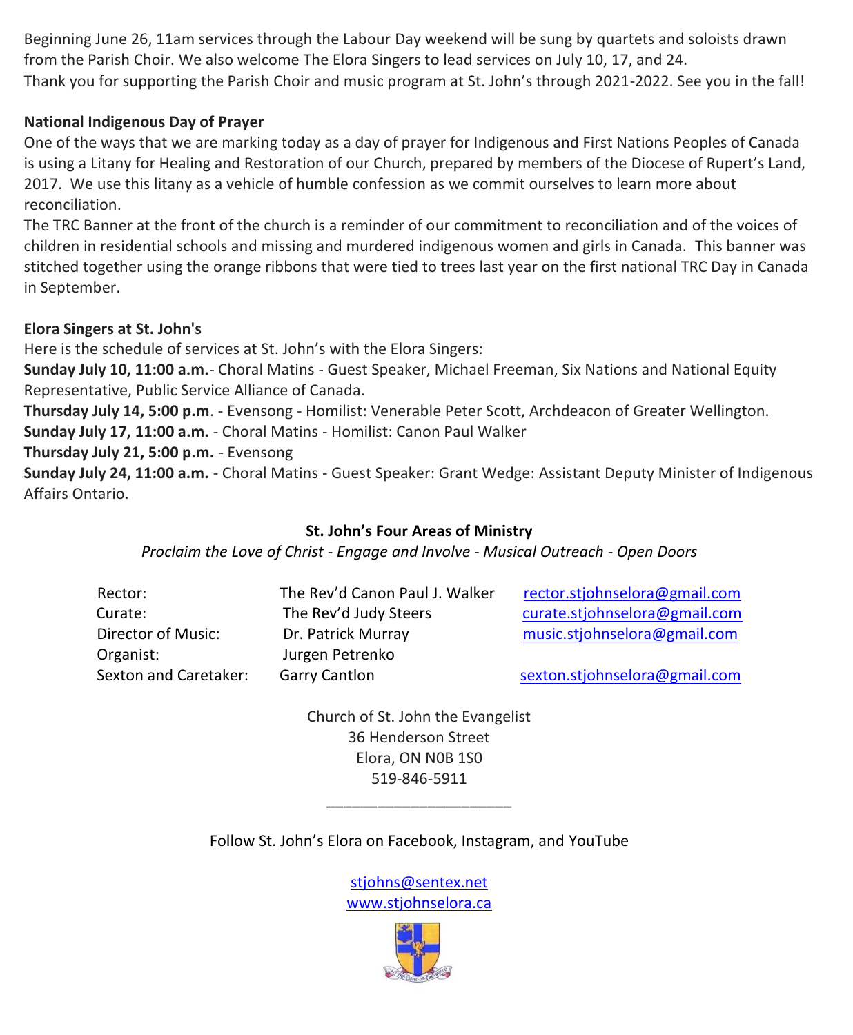Beginning June 26, 11am services through the Labour Day weekend will be sung by quartets and soloists drawn from the Parish Choir. We also welcome The Elora Singers to lead services on July 10, 17, and 24.
Thank you for supporting the Parish Choir and music program at St. John's through 2021-2022. See you in the fall!

**National Indigenous Day of Prayer**
One of the ways that we are marking today as a day of prayer for Indigenous and First Nations Peoples of Canada is using a Litany for Healing and Restoration of our Church, prepared by members of the Diocese of Rupert's Land, 2017. We use this litany as a vehicle of humble confession as we commit ourselves to learn more about reconciliation.
The TRC Banner at the front of the church is a reminder of our commitment to reconciliation and of the voices of children in residential schools and missing and murdered indigenous women and girls in Canada. This banner was stitched together using the orange ribbons that were tied to trees last year on the first national TRC Day in Canada in September.

**Elora Singers at St. John's**
Here is the schedule of services at St. John's with the Elora Singers:
**Sunday July 10, 11:00 a.m.**- Choral Matins - Guest Speaker, Michael Freeman, Six Nations and National Equity Representative, Public Service Alliance of Canada.
**Thursday July 14, 5:00 p.m**. - Evensong - Homilist: Venerable Peter Scott, Archdeacon of Greater Wellington.
**Sunday July 17, 11:00 a.m.** - Choral Matins - Homilist: Canon Paul Walker
**Thursday July 21, 5:00 p.m.** - Evensong
**Sunday July 24, 11:00 a.m.** - Choral Matins - Guest Speaker: Grant Wedge: Assistant Deputy Minister of Indigenous Affairs Ontario.

**St. John's Four Areas of Ministry**
*Proclaim the Love of Christ - Engage and Involve - Musical Outreach - Open Doors*

| | | |
|---|---|---|
| Rector: | The Rev'd Canon Paul J. Walker | rector.stjohnselora@gmail.com |
| Curate: | The Rev'd Judy Steers | curate.stjohnselora@gmail.com |
| Director of Music: | Dr. Patrick Murray | music.stjohnselora@gmail.com |
| Organist: | Jurgen Petrenko | |
| Sexton and Caretaker: | Garry Cantlon | sexton.stjohnselora@gmail.com |

Church of St. John the Evangelist
36 Henderson Street
Elora, ON N0B 1S0
519-846-5911

_______________________

Follow St. John's Elora on Facebook, Instagram, and YouTube

stjohns@sentex.net
www.stjohnselora.ca